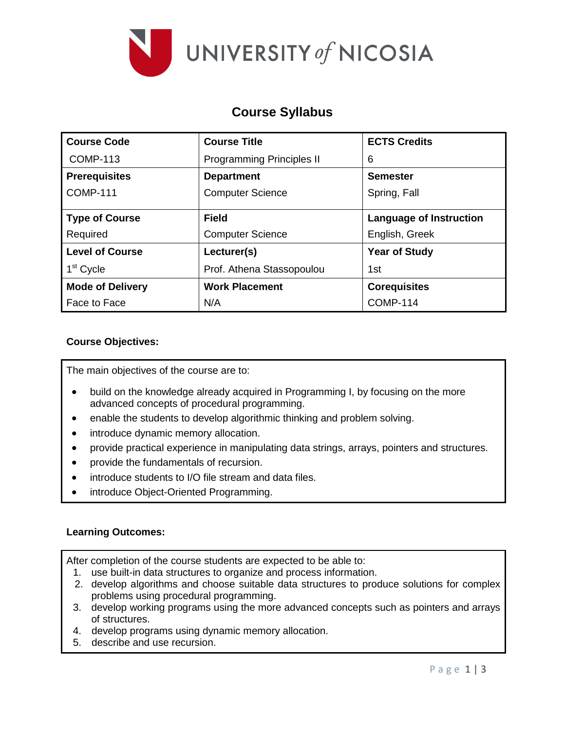UNIVERSITY of NICOSIA

# Course Syllabus

| **Course Code** | **Course Title** | **ECTS Credits** |
|---|---|---|
| COMP-113 | Programming Principles II | 6 |
| **Prerequisites** | **Department** | **Semester** |
| COMP-111 | Computer Science | Spring, Fall |
| **Type of Course** | **Field** | **Language of Instruction** |
| Required | Computer Science | English, Greek |
| **Level of Course** | **Lecturer(s)** | **Year of Study** |
| 1st Cycle | Prof. Athena Stassopoulou | 1st |
| **Mode of Delivery** | **Work Placement** | **Corequisites** |
| Face to Face | N/A | COMP-114 |

**Course Objectives:**

The main objectives of the course are to:

- build on the knowledge already acquired in Programming I, by focusing on the more advanced concepts of procedural programming.
- enable the students to develop algorithmic thinking and problem solving.
- introduce dynamic memory allocation.
- provide practical experience in manipulating data strings, arrays, pointers and structures.
- provide the fundamentals of recursion.
- introduce students to I/O file stream and data files.
- introduce Object-Oriented Programming.

**Learning Outcomes:**

After completion of the course students are expected to be able to:

1. use built-in data structures to organize and process information.
2. develop algorithms and choose suitable data structures to produce solutions for complex problems using procedural programming.
3. develop working programs using the more advanced concepts such as pointers and arrays of structures.
4. develop programs using dynamic memory allocation.
5. describe and use recursion.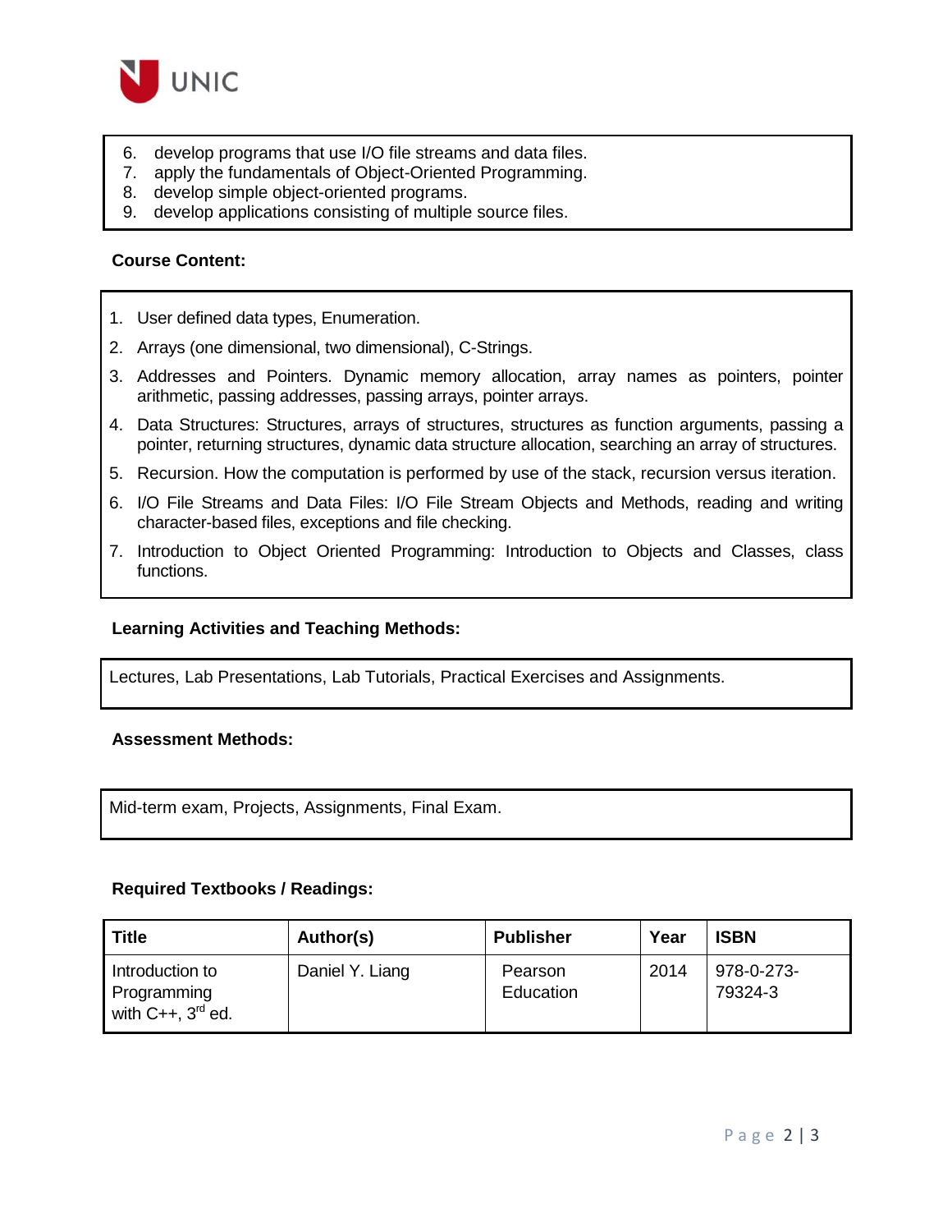6. develop programs that use I/O file streams and data files.
7. apply the fundamentals of Object-Oriented Programming.
8. develop simple object-oriented programs.
9. develop applications consisting of multiple source files.

**Course Content:**

1. User defined data types, Enumeration.
2. Arrays (one dimensional, two dimensional), C-Strings.
3. Addresses and Pointers. Dynamic memory allocation, array names as pointers, pointer arithmetic, passing addresses, passing arrays, pointer arrays.
4. Data Structures: Structures, arrays of structures, structures as function arguments, passing a pointer, returning structures, dynamic data structure allocation, searching an array of structures.
5. Recursion. How the computation is performed by use of the stack, recursion versus iteration.
6. I/O File Streams and Data Files: I/O File Stream Objects and Methods, reading and writing character-based files, exceptions and file checking.
7. Introduction to Object Oriented Programming: Introduction to Objects and Classes, class functions.

**Learning Activities and Teaching Methods:**

Lectures, Lab Presentations, Lab Tutorials, Practical Exercises and Assignments.

**Assessment Methods:**

Mid-term exam, Projects, Assignments, Final Exam.

**Required Textbooks / Readings:**

| Title | Author(s) | Publisher | Year | ISBN |
|---|---|---|---|---|
| Introduction to Programming with C++, 3rd ed. | Daniel Y. Liang | Pearson Education | 2014 | 978-0-273-79324-3 |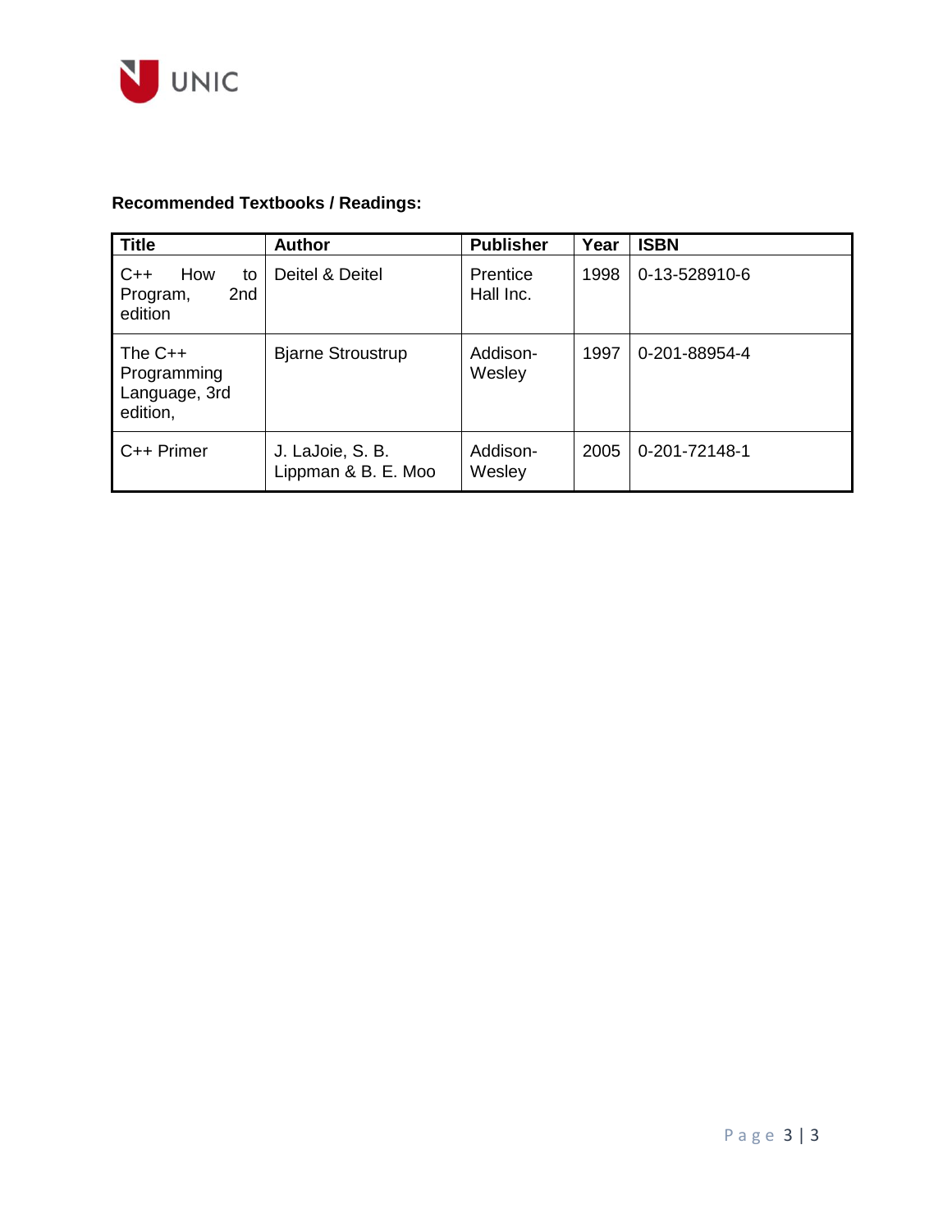**Recommended Textbooks / Readings:**

| Title | Author | Publisher | Year | ISBN |
|---|---|---|---|---|
| C++ How to Program, 2nd edition | Deitel & Deitel | Prentice Hall Inc. | 1998 | 0-13-528910-6 |
| The C++ Programming Language, 3rd edition, | Bjarne Stroustrup | Addison-Wesley | 1997 | 0-201-88954-4 |
| C++ Primer | J. LaJoie, S. B. Lippman & B. E. Moo | Addison-Wesley | 2005 | 0-201-72148-1 |